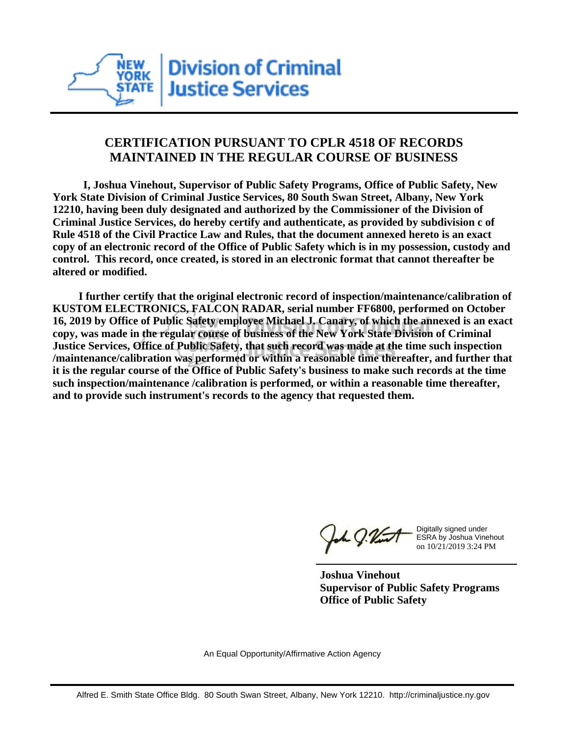New York State Division of Criminal Justice Services

## CERTIFICATION PURSUANT TO CPLR 4518 OF RECORDS MAINTAINED IN THE REGULAR COURSE OF BUSINESS

**I, Joshua Vinehout, Supervisor of Public Safety Programs, Office of Public Safety, New York State Division of Criminal Justice Services, 80 South Swan Street, Albany, New York 12210, having been duly designated and authorized by the Commissioner of the Division of Criminal Justice Services, do hereby certify and authenticate, as provided by subdivision c of Rule 4518 of the Civil Practice Law and Rules, that the document annexed hereto is an exact copy of an electronic record of the Office of Public Safety which is in my possession, custody and control. This record, once created, is stored in an electronic format that cannot thereafter be altered or modified.**

**I further certify that the original electronic record of inspection/maintenance/calibration of KUSTOM ELECTRONICS, FALCON RADAR, serial number FF6800, performed on October 16, 2019 by Office of Public Safety employee Michael J. Canary, of which the annexed is an exact copy, was made in the regular course of business of the New York State Division of Criminal Justice Services, Office of Public Safety, that such record was made at the time such inspection /maintenance/calibration was performed or within a reasonable time thereafter, and further that it is the regular course of the Office of Public Safety's business to make such records at the time such inspection/maintenance /calibration is performed, or within a reasonable time thereafter, and to provide such instrument's records to the agency that requested them.**

Digitally signed under ESRA by Joshua Vinehout on 10/21/2019 3:24 PM

**Joshua Vinehout**
**Supervisor of Public Safety Programs**
**Office of Public Safety**

An Equal Opportunity/Affirmative Action Agency

Alfred E. Smith State Office Bldg. 80 South Swan Street, Albany, New York 12210. http://criminaljustice.ny.gov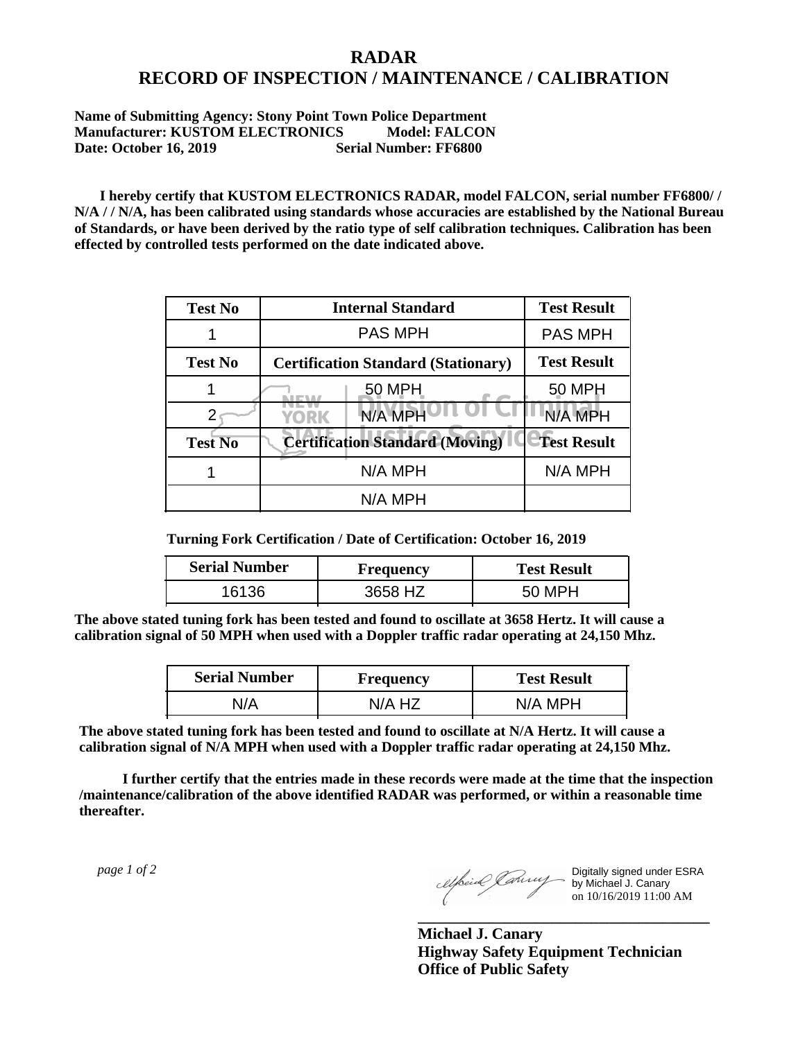# RADAR
# RECORD OF INSPECTION / MAINTENANCE / CALIBRATION

**Name of Submitting Agency: Stony Point Town Police Department**
**Manufacturer: KUSTOM ELECTRONICS Model: FALCON**
**Date: October 16, 2019 Serial Number: FF6800**

**I hereby certify that KUSTOM ELECTRONICS RADAR, model FALCON, serial number FF6800/ / N/A / / N/A, has been calibrated using standards whose accuracies are established by the National Bureau of Standards, or have been derived by the ratio type of self calibration techniques. Calibration has been effected by controlled tests performed on the date indicated above.**

| Test No | Internal Standard | Test Result |
|---|---|---|
| 1 | PAS MPH | PAS MPH |
| **Test No** | **Certification Standard (Stationary)** | **Test Result** |
| 1 | 50 MPH | 50 MPH |
| 2 | N/A MPH | N/A MPH |
| **Test No** | **Certification Standard (Moving)** | **Test Result** |
| 1 | N/A MPH | N/A MPH |
| | N/A MPH | |

**Turning Fork Certification / Date of Certification: October 16, 2019**

| Serial Number | Frequency | Test Result |
|---|---|---|
| 16136 | 3658 HZ | 50 MPH |

**The above stated tuning fork has been tested and found to oscillate at 3658 Hertz. It will cause a calibration signal of 50 MPH when used with a Doppler traffic radar operating at 24,150 Mhz.**

| Serial Number | Frequency | Test Result |
|---|---|---|
| N/A | N/A HZ | N/A MPH |

**The above stated tuning fork has been tested and found to oscillate at N/A Hertz. It will cause a calibration signal of N/A MPH when used with a Doppler traffic radar operating at 24,150 Mhz.**

**I further certify that the entries made in these records were made at the time that the inspection /maintenance/calibration of the above identified RADAR was performed, or within a reasonable time thereafter.**

*page 1 of 2*

Digitally signed under ESRA by Michael J. Canary on 10/16/2019 11:00 AM

**Michael J. Canary**
**Highway Safety Equipment Technician**
**Office of Public Safety**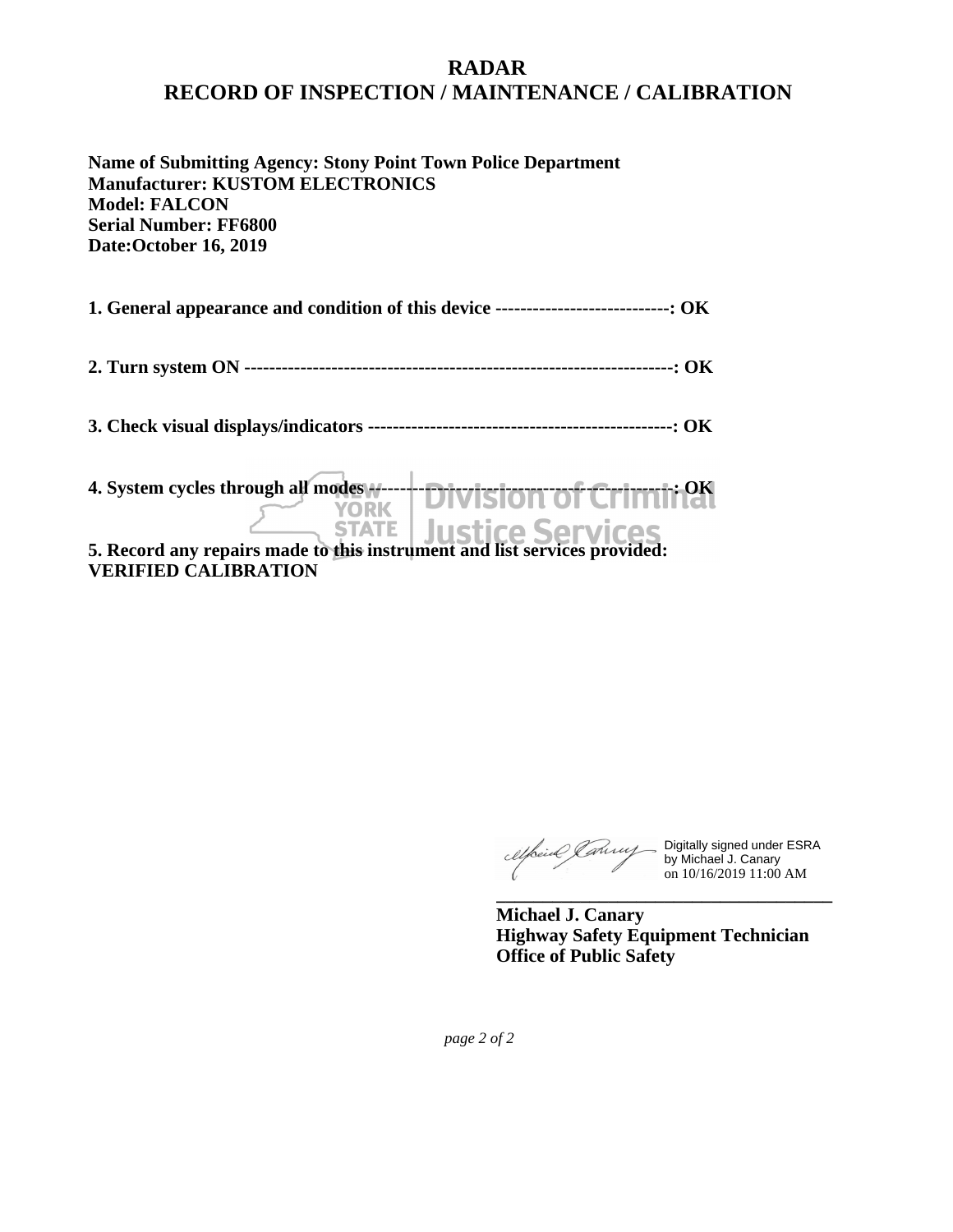# RADAR
# RECORD OF INSPECTION / MAINTENANCE / CALIBRATION

**Name of Submitting Agency: Stony Point Town Police Department**
**Manufacturer: KUSTOM ELECTRONICS**
**Model: FALCON**
**Serial Number: FF6800**
**Date:October 16, 2019**

**1. General appearance and condition of this device ----------------------------: OK**

**2. Turn system ON -------------------------------------------------------------------: OK**

**3. Check visual displays/indicators -------------------------------------------------: OK**

**4. System cycles through all modes ---------------------------------------------: OK**

**5. Record any repairs made to this instrument and list services provided:**
**VERIFIED CALIBRATION**

Digitally signed under ESRA by Michael J. Canary on 10/16/2019 11:00 AM

**Michael J. Canary**
**Highway Safety Equipment Technician**
**Office of Public Safety**